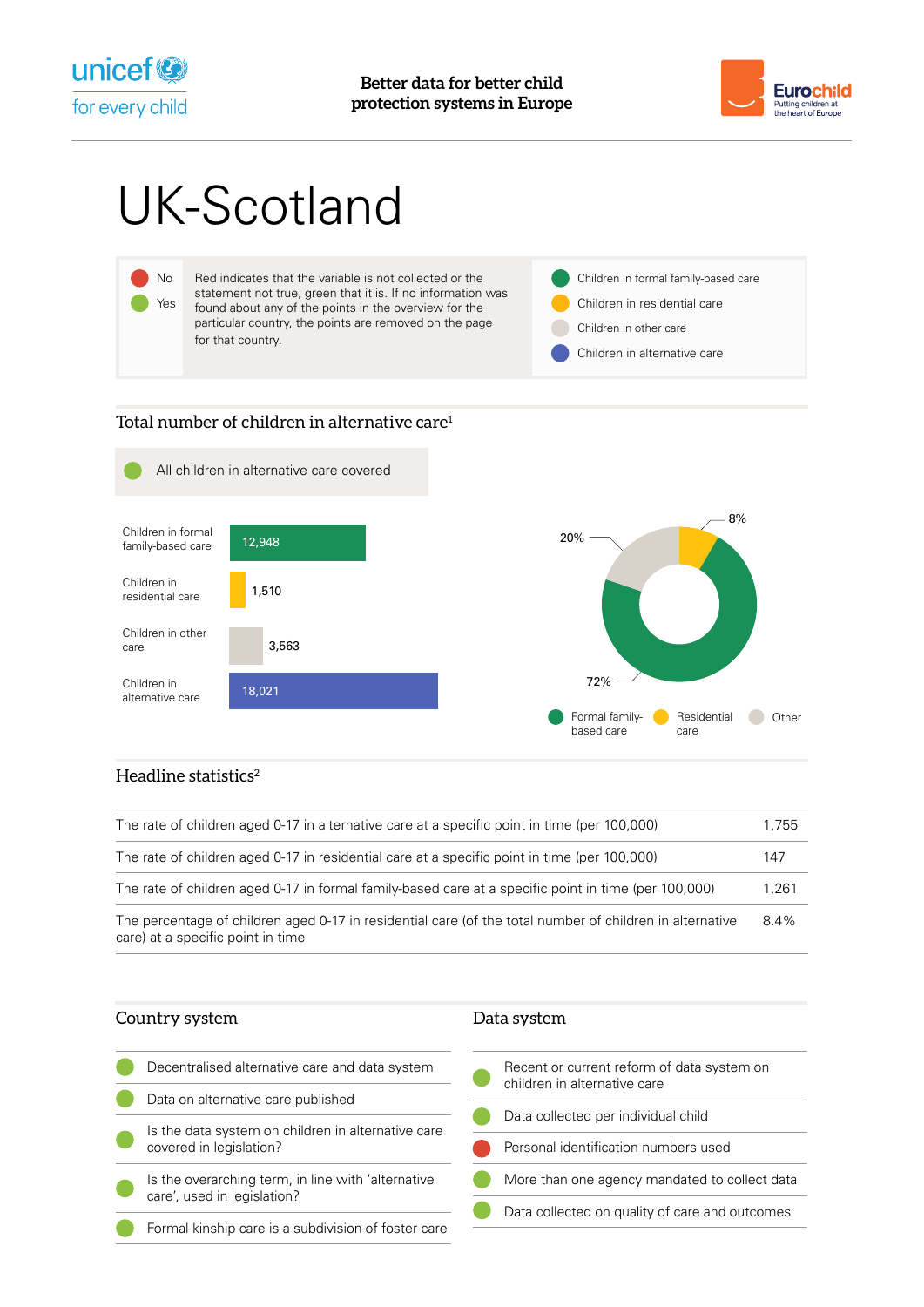Better data for better child protection systems in Europe

# UK-Scotland

| | |
|---|---|
| No | Red indicates that the variable is not collected or the statement not true, green that it is. If no information was found about any of the points in the overview for the particular country, the points are removed on the page for that country. |
| Yes | |

- Children in formal family-based care
- Children in residential care
- Children in other care
- Children in alternative care

## Total number of children in alternative care[1]

All children in alternative care covered

| Category | Number |
|---|---|
| Children in formal family-based care | 12,948 |
| Children in residential care | 1,510 |
| Children in other care | 3,563 |
| Children in alternative care | 18,021 |

| Formal family-based care | Residential care | Other |
|---|---|---|
| 72% | 8% | 20% |

## Headline statistics[2]

| | |
|---|---|
| The rate of children aged 0-17 in alternative care at a specific point in time (per 100,000) | 1,755 |
| The rate of children aged 0-17 in residential care at a specific point in time (per 100,000) | 147 |
| The rate of children aged 0-17 in formal family-based care at a specific point in time (per 100,000) | 1,261 |
| The percentage of children aged 0-17 in residential care (of the total number of children in alternative care) at a specific point in time | 8.4% |

## Country system

| Statement | Status |
|---|---|
| Decentralised alternative care and data system | Yes |
| Data on alternative care published | Yes |
| Is the data system on children in alternative care covered in legislation? | Yes |
| Is the overarching term, in line with 'alternative care', used in legislation? | Yes |
| Formal kinship care is a subdivision of foster care | Yes |

## Data system

| Statement | Status |
|---|---|
| Recent or current reform of data system on children in alternative care | Yes |
| Data collected per individual child | Yes |
| Personal identification numbers used | No |
| More than one agency mandated to collect data | Yes |
| Data collected on quality of care and outcomes | Yes |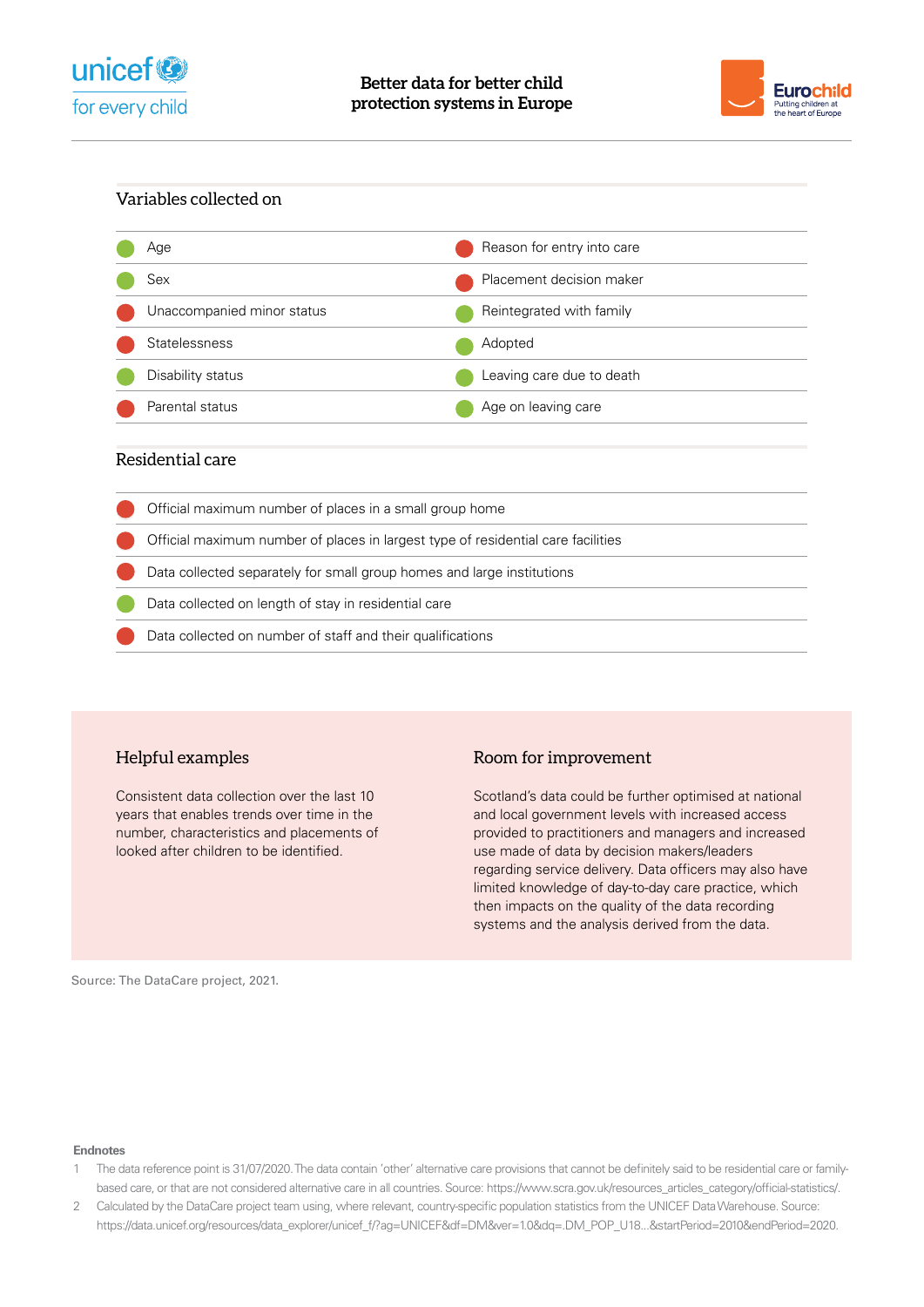## Variables collected on

| | | | |
|---|---|---|---|
| 🟢 | Age | 🔴 | Reason for entry into care |
| 🟢 | Sex | 🔴 | Placement decision maker |
| 🔴 | Unaccompanied minor status | 🟢 | Reintegrated with family |
| 🔴 | Statelessness | 🟢 | Adopted |
| 🟢 | Disability status | 🟢 | Leaving care due to death |
| 🔴 | Parental status | 🟢 | Age on leaving care |

## Residential care

| | |
|---|---|
| 🔴 | Official maximum number of places in a small group home |
| 🔴 | Official maximum number of places in largest type of residential care facilities |
| 🔴 | Data collected separately for small group homes and large institutions |
| 🟢 | Data collected on length of stay in residential care |
| 🔴 | Data collected on number of staff and their qualifications |

## Helpful examples

Consistent data collection over the last 10 years that enables trends over time in the number, characteristics and placements of looked after children to be identified.

## Room for improvement

Scotland's data could be further optimised at national and local government levels with increased access provided to practitioners and managers and increased use made of data by decision makers/leaders regarding service delivery. Data officers may also have limited knowledge of day-to-day care practice, which then impacts on the quality of the data recording systems and the analysis derived from the data.

Source: The DataCare project, 2021.

**Endnotes**

1. The data reference point is 31/07/2020. The data contain 'other' alternative care provisions that cannot be definitely said to be residential care or family-based care, or that are not considered alternative care in all countries. Source: https://www.scra.gov.uk/resources_articles_category/official-statistics/.
2. Calculated by the DataCare project team using, where relevant, country-specific population statistics from the UNICEF Data Warehouse. Source: https://data.unicef.org/resources/data_explorer/unicef_f/?ag=UNICEF&df=DM&ver=1.0&dq=.DM_POP_U18...&startPeriod=2010&endPeriod=2020.